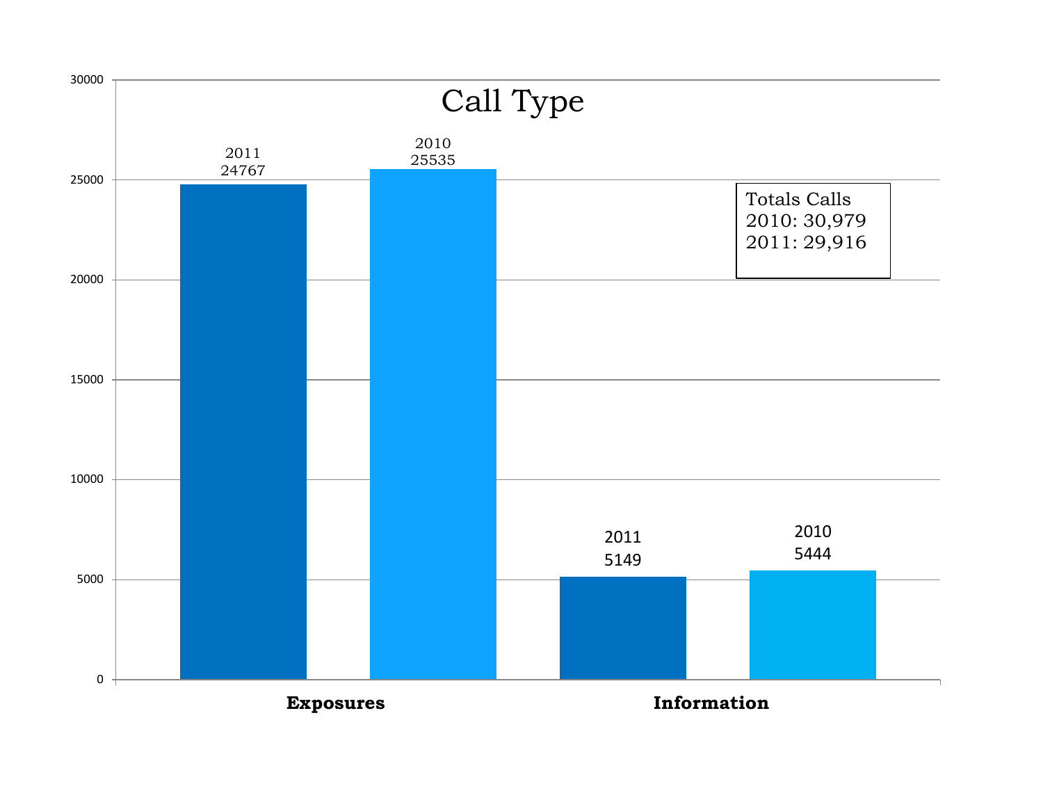# Call Type

| | 2011 | 2010 |
|---|---|---|
| **Exposures** | 24767 | 25535 |
| **Information** | 5149 | 5444 |

Totals Calls
2010: 30,979
2011: 29,916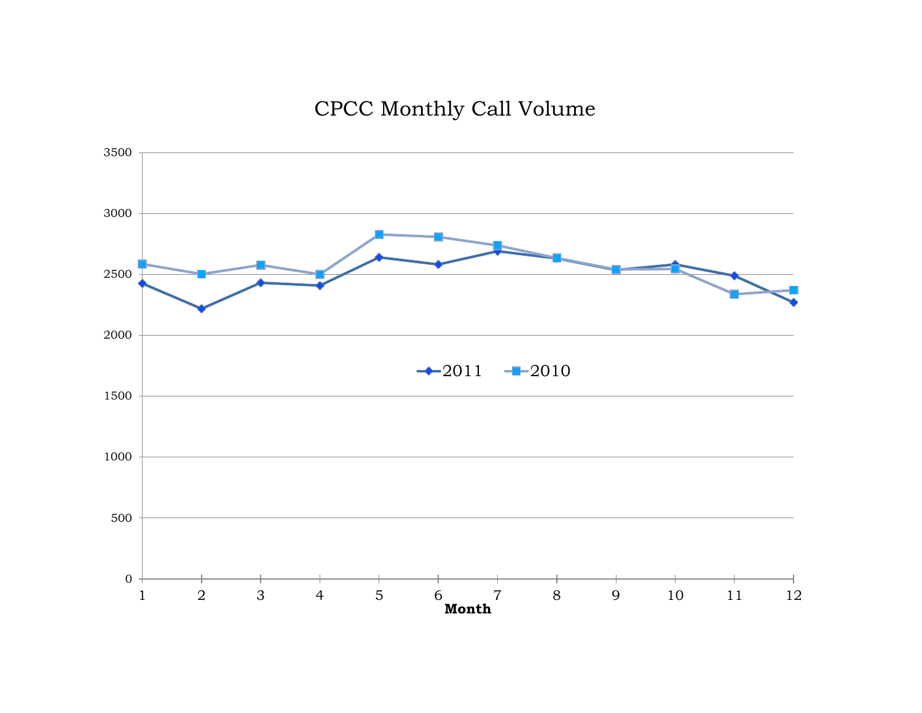CPCC Monthly Call Volume

3500

3000

2500

2000

1500

1000

500

0

1 2 3 4 5 6 7 8 9 10 11 12

**Month**

2011 2010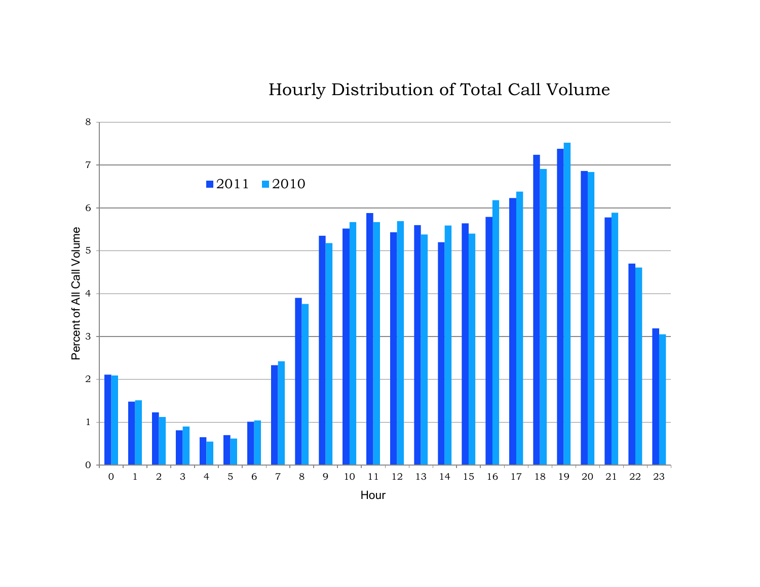## Hourly Distribution of Total Call Volume

2011 2010

Percent of All Call Volume

8
7
6
5
4
3
2
1
0

0 1 2 3 4 5 6 7 8 9 10 11 12 13 14 15 16 17 18 19 20 21 22 23

Hour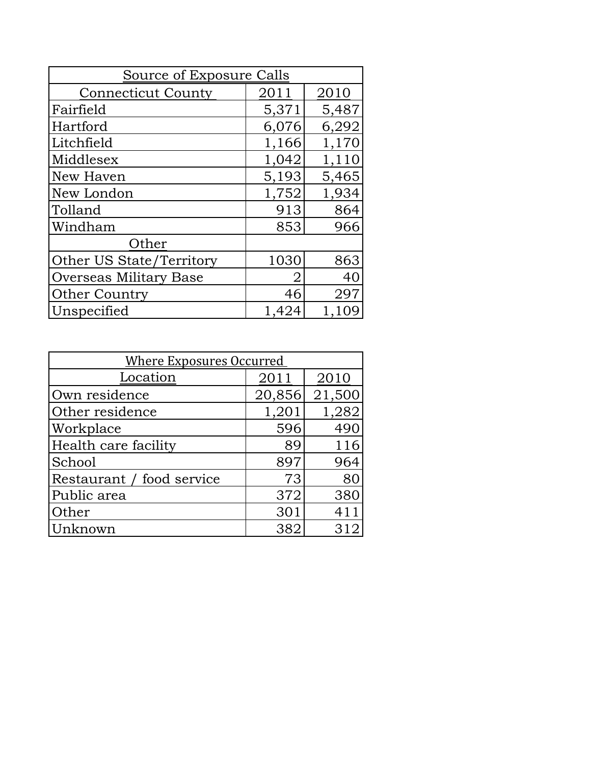| Source of Exposure Calls | | |
|---|---|---|
| Connecticut County | 2011 | 2010 |
| Fairfield | 5,371 | 5,487 |
| Hartford | 6,076 | 6,292 |
| Litchfield | 1,166 | 1,170 |
| Middlesex | 1,042 | 1,110 |
| New Haven | 5,193 | 5,465 |
| New London | 1,752 | 1,934 |
| Tolland | 913 | 864 |
| Windham | 853 | 966 |
| Other | | |
| Other US State/Territory | 1030 | 863 |
| Overseas Military Base | 2 | 40 |
| Other Country | 46 | 297 |
| Unspecified | 1,424 | 1,109 |

| Where Exposures Occurred | | |
|---|---|---|
| Location | 2011 | 2010 |
| Own residence | 20,856 | 21,500 |
| Other residence | 1,201 | 1,282 |
| Workplace | 596 | 490 |
| Health care facility | 89 | 116 |
| School | 897 | 964 |
| Restaurant / food service | 73 | 80 |
| Public area | 372 | 380 |
| Other | 301 | 411 |
| Unknown | 382 | 312 |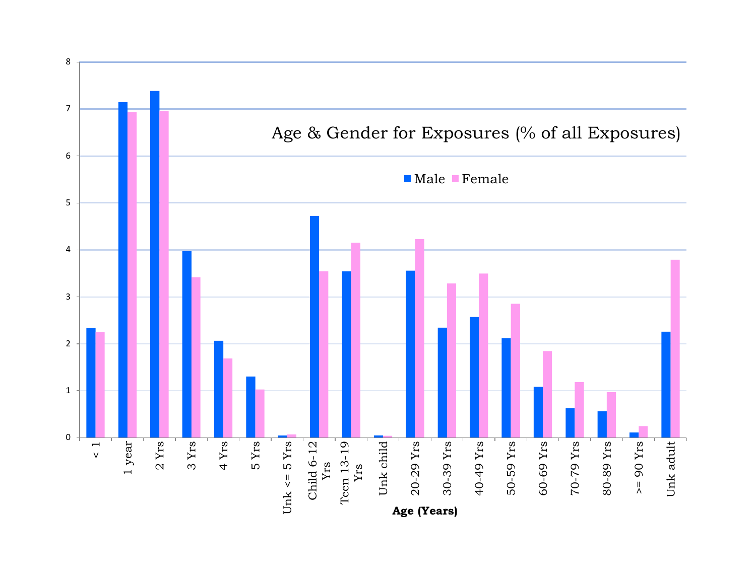Age & Gender for Exposures (% of all Exposures)

Male | Female

Y-axis: 0, 1, 2, 3, 4, 5, 6, 7, 8

X-axis categories: < 1, 1 year, 2 Yrs, 3 Yrs, 4 Yrs, 5 Yrs, Unk <= 5 Yrs, Child 6-12 Yrs, Teen 13-19 Yrs, Unk child, 20-29 Yrs, 30-39 Yrs, 40-49 Yrs, 50-59 Yrs, 60-69 Yrs, 70-79 Yrs, 80-89 Yrs, >= 90 Yrs, Unk adult

**Age (Years)**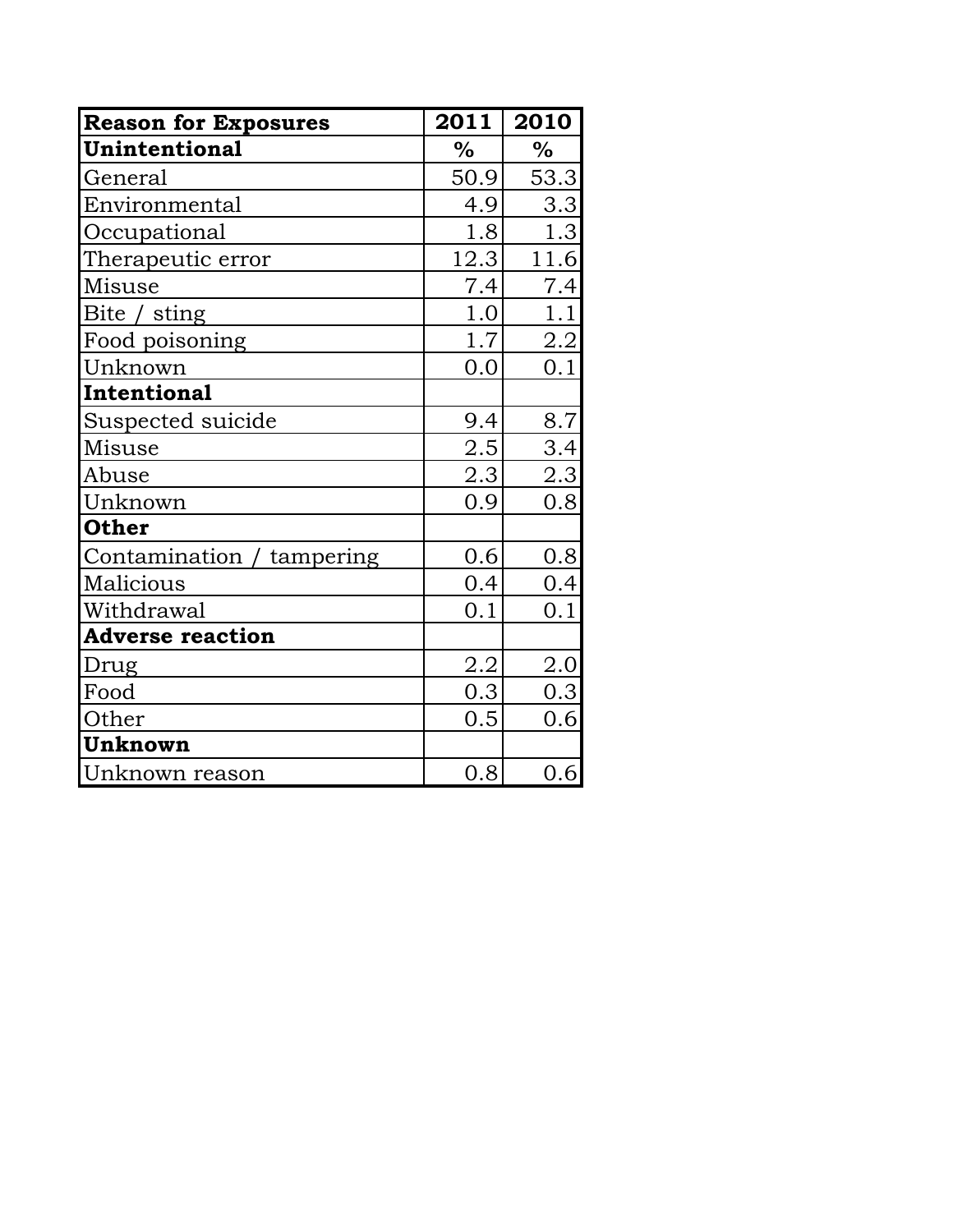| Reason for Exposures | 2011 | 2010 |
| --- | --- | --- |
| **Unintentional** | **%** | **%** |
| General | 50.9 | 53.3 |
| Environmental | 4.9 | 3.3 |
| Occupational | 1.8 | 1.3 |
| Therapeutic error | 12.3 | 11.6 |
| Misuse | 7.4 | 7.4 |
| Bite / sting | 1.0 | 1.1 |
| Food poisoning | 1.7 | 2.2 |
| Unknown | 0.0 | 0.1 |
| **Intentional** | | |
| Suspected suicide | 9.4 | 8.7 |
| Misuse | 2.5 | 3.4 |
| Abuse | 2.3 | 2.3 |
| Unknown | 0.9 | 0.8 |
| **Other** | | |
| Contamination / tampering | 0.6 | 0.8 |
| Malicious | 0.4 | 0.4 |
| Withdrawal | 0.1 | 0.1 |
| **Adverse reaction** | | |
| Drug | 2.2 | 2.0 |
| Food | 0.3 | 0.3 |
| Other | 0.5 | 0.6 |
| **Unknown** | | |
| Unknown reason | 0.8 | 0.6 |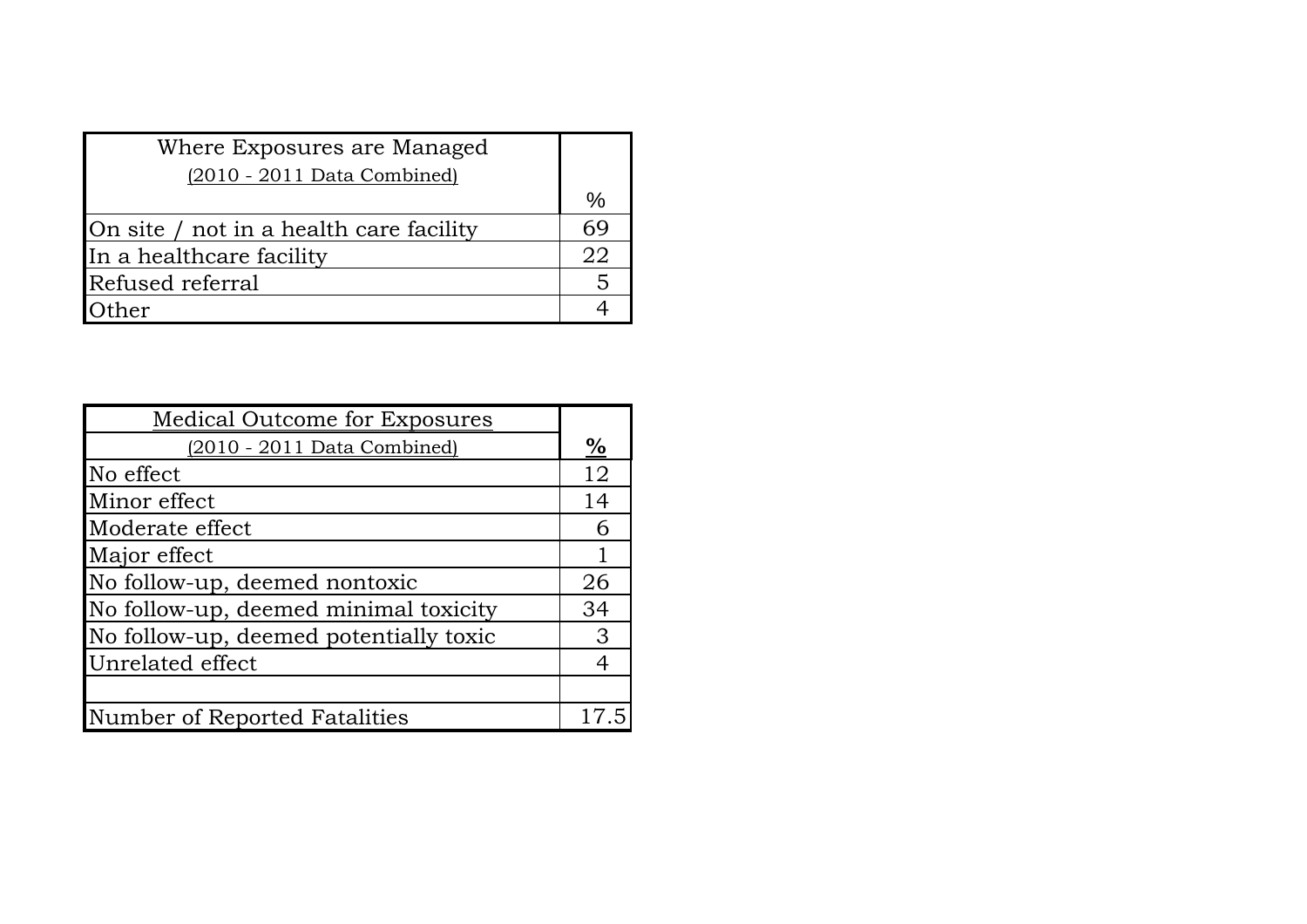| Where Exposures are Managed (2010 - 2011 Data Combined) | % |
|---|---|
| On site / not in a health care facility | 69 |
| In a healthcare facility | 22 |
| Refused referral | 5 |
| Other | 4 |

| Medical Outcome for Exposures (2010 - 2011 Data Combined) | % |
|---|---|
| No effect | 12 |
| Minor effect | 14 |
| Moderate effect | 6 |
| Major effect | 1 |
| No follow-up, deemed nontoxic | 26 |
| No follow-up, deemed minimal toxicity | 34 |
| No follow-up, deemed potentially toxic | 3 |
| Unrelated effect | 4 |
| | |
| Number of Reported Fatalities | 17.5 |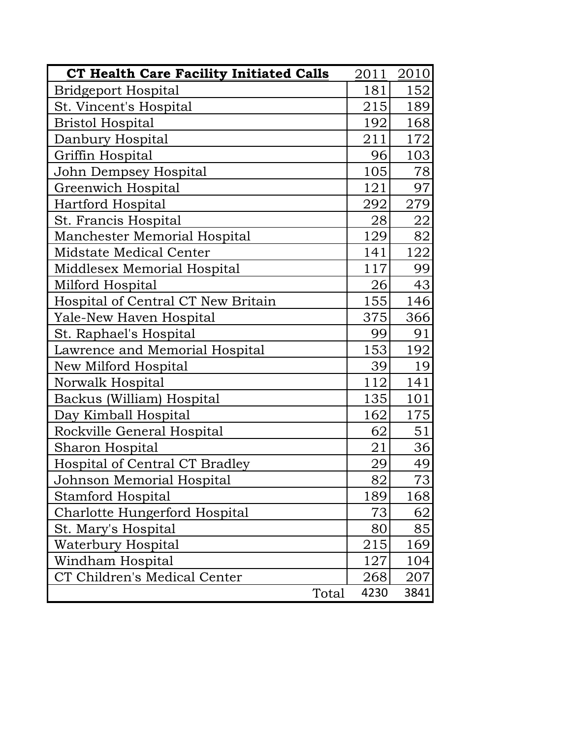| **CT Health Care Facility Initiated Calls** | 2011 | 2010 |
|---|---|---|
| Bridgeport Hospital | 181 | 152 |
| St. Vincent's Hospital | 215 | 189 |
| Bristol Hospital | 192 | 168 |
| Danbury Hospital | 211 | 172 |
| Griffin Hospital | 96 | 103 |
| John Dempsey Hospital | 105 | 78 |
| Greenwich Hospital | 121 | 97 |
| Hartford Hospital | 292 | 279 |
| St. Francis Hospital | 28 | 22 |
| Manchester Memorial Hospital | 129 | 82 |
| Midstate Medical Center | 141 | 122 |
| Middlesex Memorial Hospital | 117 | 99 |
| Milford Hospital | 26 | 43 |
| Hospital of Central CT New Britain | 155 | 146 |
| Yale-New Haven Hospital | 375 | 366 |
| St. Raphael's Hospital | 99 | 91 |
| Lawrence and Memorial Hospital | 153 | 192 |
| New Milford Hospital | 39 | 19 |
| Norwalk Hospital | 112 | 141 |
| Backus (William) Hospital | 135 | 101 |
| Day Kimball Hospital | 162 | 175 |
| Rockville General Hospital | 62 | 51 |
| Sharon Hospital | 21 | 36 |
| Hospital of Central CT Bradley | 29 | 49 |
| Johnson Memorial Hospital | 82 | 73 |
| Stamford Hospital | 189 | 168 |
| Charlotte Hungerford Hospital | 73 | 62 |
| St. Mary's Hospital | 80 | 85 |
| Waterbury Hospital | 215 | 169 |
| Windham Hospital | 127 | 104 |
| CT Children's Medical Center | 268 | 207 |
| Total | 4230 | 3841 |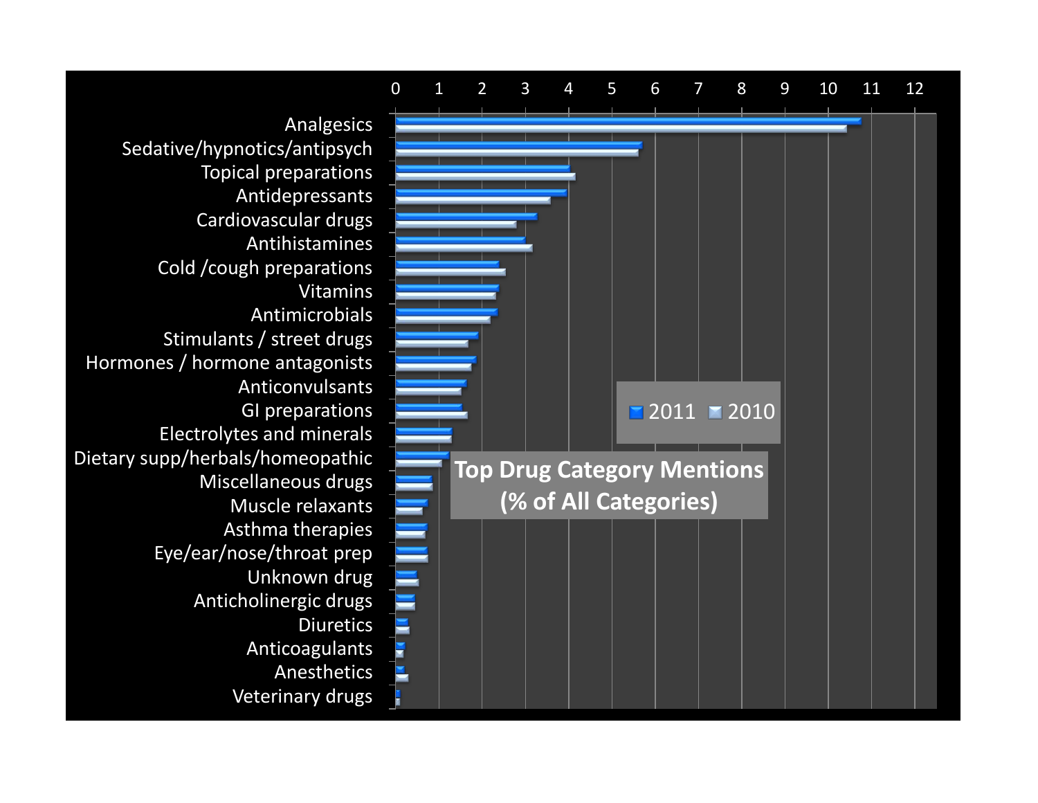**Top Drug Category Mentions (% of All Categories)**

Legend: 2011, 2010

Axis: 0, 1, 2, 3, 4, 5, 6, 7, 8, 9, 10, 11, 12

- Analgesics
- Sedative/hypnotics/antipsych
- Topical preparations
- Antidepressants
- Cardiovascular drugs
- Antihistamines
- Cold /cough preparations
- Vitamins
- Antimicrobials
- Stimulants / street drugs
- Hormones / hormone antagonists
- Anticonvulsants
- GI preparations
- Electrolytes and minerals
- Dietary supp/herbals/homeopathic
- Miscellaneous drugs
- Muscle relaxants
- Asthma therapies
- Eye/ear/nose/throat prep
- Unknown drug
- Anticholinergic drugs
- Diuretics
- Anticoagulants
- Anesthetics
- Veterinary drugs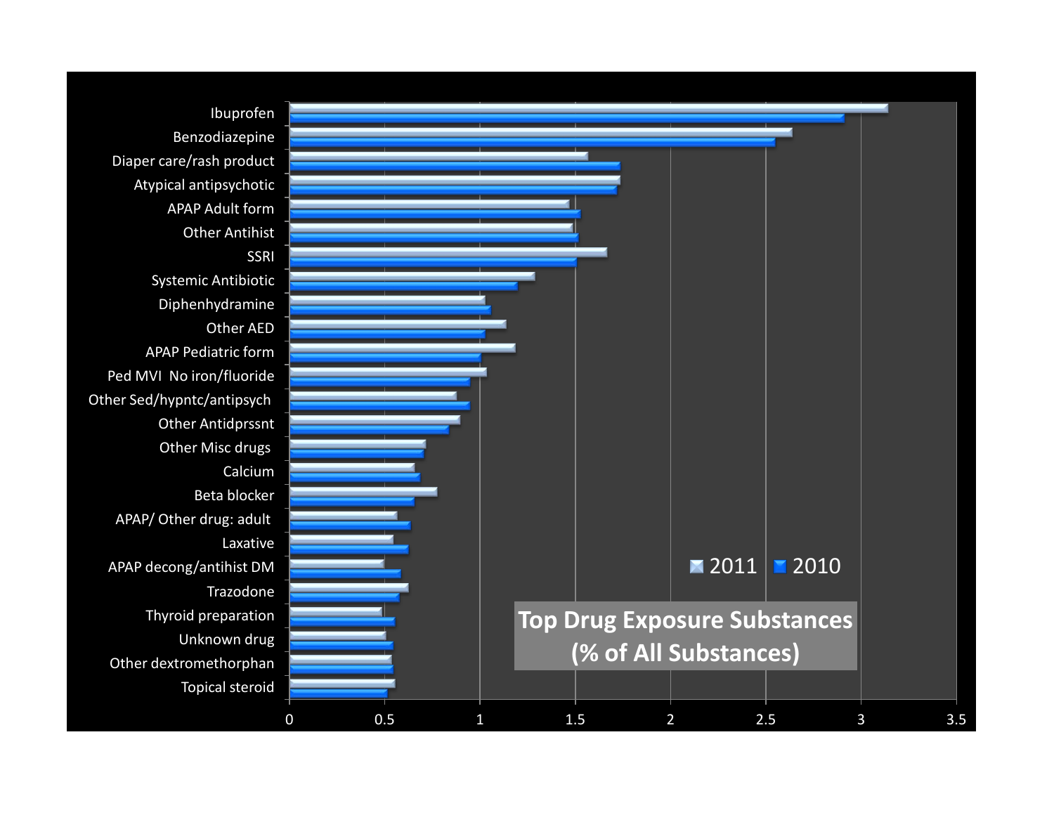**Top Drug Exposure Substances (% of All Substances)**

2011 | 2010

- Ibuprofen
- Benzodiazepine
- Diaper care/rash product
- Atypical antipsychotic
- APAP Adult form
- Other Antihist
- SSRI
- Systemic Antibiotic
- Diphenhydramine
- Other AED
- APAP Pediatric form
- Ped MVI No iron/fluoride
- Other Sed/hypntc/antipsych
- Other Antidprssnt
- Other Misc drugs
- Calcium
- Beta blocker
- APAP/ Other drug: adult
- Laxative
- APAP decong/antihist DM
- Trazodone
- Thyroid preparation
- Unknown drug
- Other dextromethorphan
- Topical steroid

0 | 0.5 | 1 | 1.5 | 2 | 2.5 | 3 | 3.5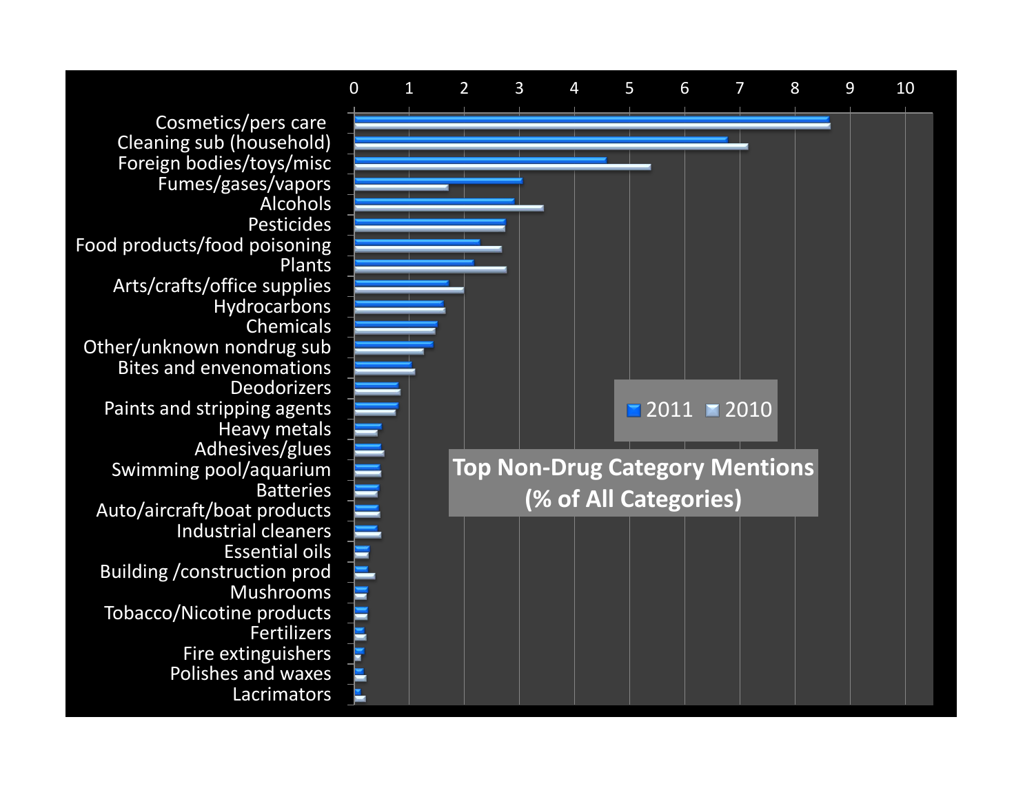## Top Non-Drug Category Mentions (% of All Categories)

Legend: 2011, 2010

Axis: 0, 1, 2, 3, 4, 5, 6, 7, 8, 9, 10

- Cosmetics/pers care
- Cleaning sub (household)
- Foreign bodies/toys/misc
- Fumes/gases/vapors
- Alcohols
- Pesticides
- Food products/food poisoning
- Plants
- Arts/crafts/office supplies
- Hydrocarbons
- Chemicals
- Other/unknown nondrug sub
- Bites and envenomations
- Deodorizers
- Paints and stripping agents
- Heavy metals
- Adhesives/glues
- Swimming pool/aquarium
- Batteries
- Auto/aircraft/boat products
- Industrial cleaners
- Essential oils
- Building /construction prod
- Mushrooms
- Tobacco/Nicotine products
- Fertilizers
- Fire extinguishers
- Polishes and waxes
- Lacrimators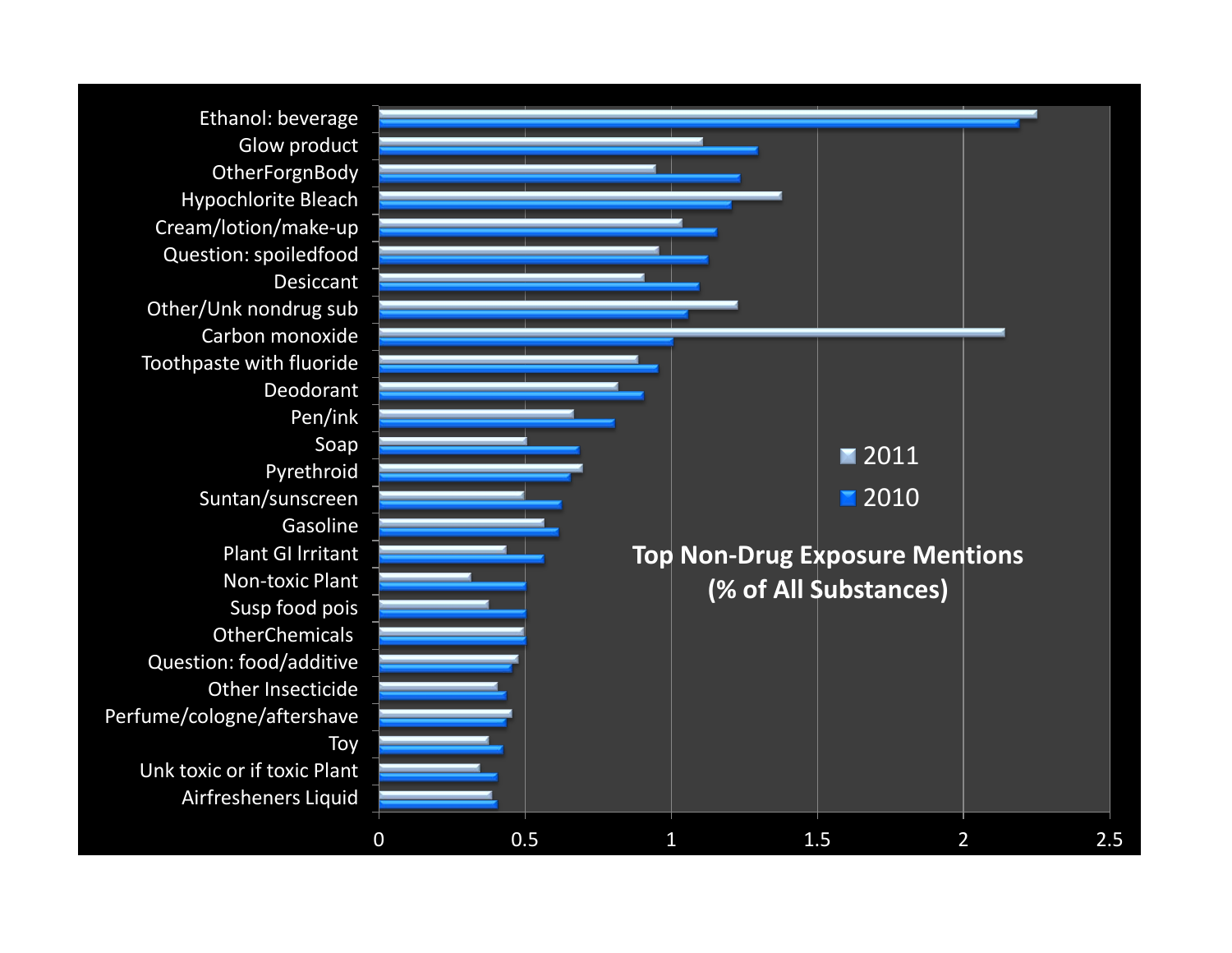**Top Non-Drug Exposure Mentions (% of All Substances)**

2011

2010

Ethanol: beverage

Glow product

OtherForgnBody

Hypochlorite Bleach

Cream/lotion/make-up

Question: spoiledfood

Desiccant

Other/Unk nondrug sub

Carbon monoxide

Toothpaste with fluoride

Deodorant

Pen/ink

Soap

Pyrethroid

Suntan/sunscreen

Gasoline

Plant GI Irritant

Non-toxic Plant

Susp food pois

OtherChemicals

Question: food/additive

Other Insecticide

Perfume/cologne/aftershave

Toy

Unk toxic or if toxic Plant

Airfresheners Liquid

0

0.5

1

1.5

2

2.5